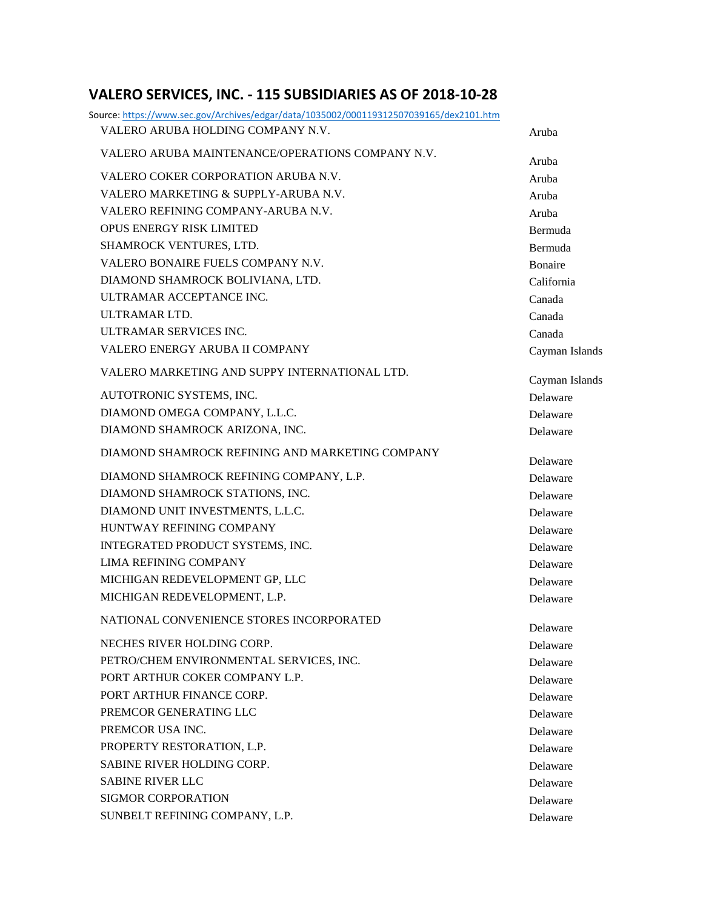# VALERO SERVICES, INC. - 115 SUBSIDIARIES AS OF 2018-10-28

Source: https://www.sec.gov/Archives/edgar/data/1035002/000119312507039165/dex2101.htm

| | |
|---|---|
| VALERO ARUBA HOLDING COMPANY N.V. | Aruba |
| VALERO ARUBA MAINTENANCE/OPERATIONS COMPANY N.V. | Aruba |
| VALERO COKER CORPORATION ARUBA N.V. | Aruba |
| VALERO MARKETING & SUPPLY-ARUBA N.V. | Aruba |
| VALERO REFINING COMPANY-ARUBA N.V. | Aruba |
| OPUS ENERGY RISK LIMITED | Bermuda |
| SHAMROCK VENTURES, LTD. | Bermuda |
| VALERO BONAIRE FUELS COMPANY N.V. | Bonaire |
| DIAMOND SHAMROCK BOLIVIANA, LTD. | California |
| ULTRAMAR ACCEPTANCE INC. | Canada |
| ULTRAMAR LTD. | Canada |
| ULTRAMAR SERVICES INC. | Canada |
| VALERO ENERGY ARUBA II COMPANY | Cayman Islands |
| VALERO MARKETING AND SUPPY INTERNATIONAL LTD. | Cayman Islands |
| AUTOTRONIC SYSTEMS, INC. | Delaware |
| DIAMOND OMEGA COMPANY, L.L.C. | Delaware |
| DIAMOND SHAMROCK ARIZONA, INC. | Delaware |
| DIAMOND SHAMROCK REFINING AND MARKETING COMPANY | Delaware |
| DIAMOND SHAMROCK REFINING COMPANY, L.P. | Delaware |
| DIAMOND SHAMROCK STATIONS, INC. | Delaware |
| DIAMOND UNIT INVESTMENTS, L.L.C. | Delaware |
| HUNTWAY REFINING COMPANY | Delaware |
| INTEGRATED PRODUCT SYSTEMS, INC. | Delaware |
| LIMA REFINING COMPANY | Delaware |
| MICHIGAN REDEVELOPMENT GP, LLC | Delaware |
| MICHIGAN REDEVELOPMENT, L.P. | Delaware |
| NATIONAL CONVENIENCE STORES INCORPORATED | Delaware |
| NECHES RIVER HOLDING CORP. | Delaware |
| PETRO/CHEM ENVIRONMENTAL SERVICES, INC. | Delaware |
| PORT ARTHUR COKER COMPANY L.P. | Delaware |
| PORT ARTHUR FINANCE CORP. | Delaware |
| PREMCOR GENERATING LLC | Delaware |
| PREMCOR USA INC. | Delaware |
| PROPERTY RESTORATION, L.P. | Delaware |
| SABINE RIVER HOLDING CORP. | Delaware |
| SABINE RIVER LLC | Delaware |
| SIGMOR CORPORATION | Delaware |
| SUNBELT REFINING COMPANY, L.P. | Delaware |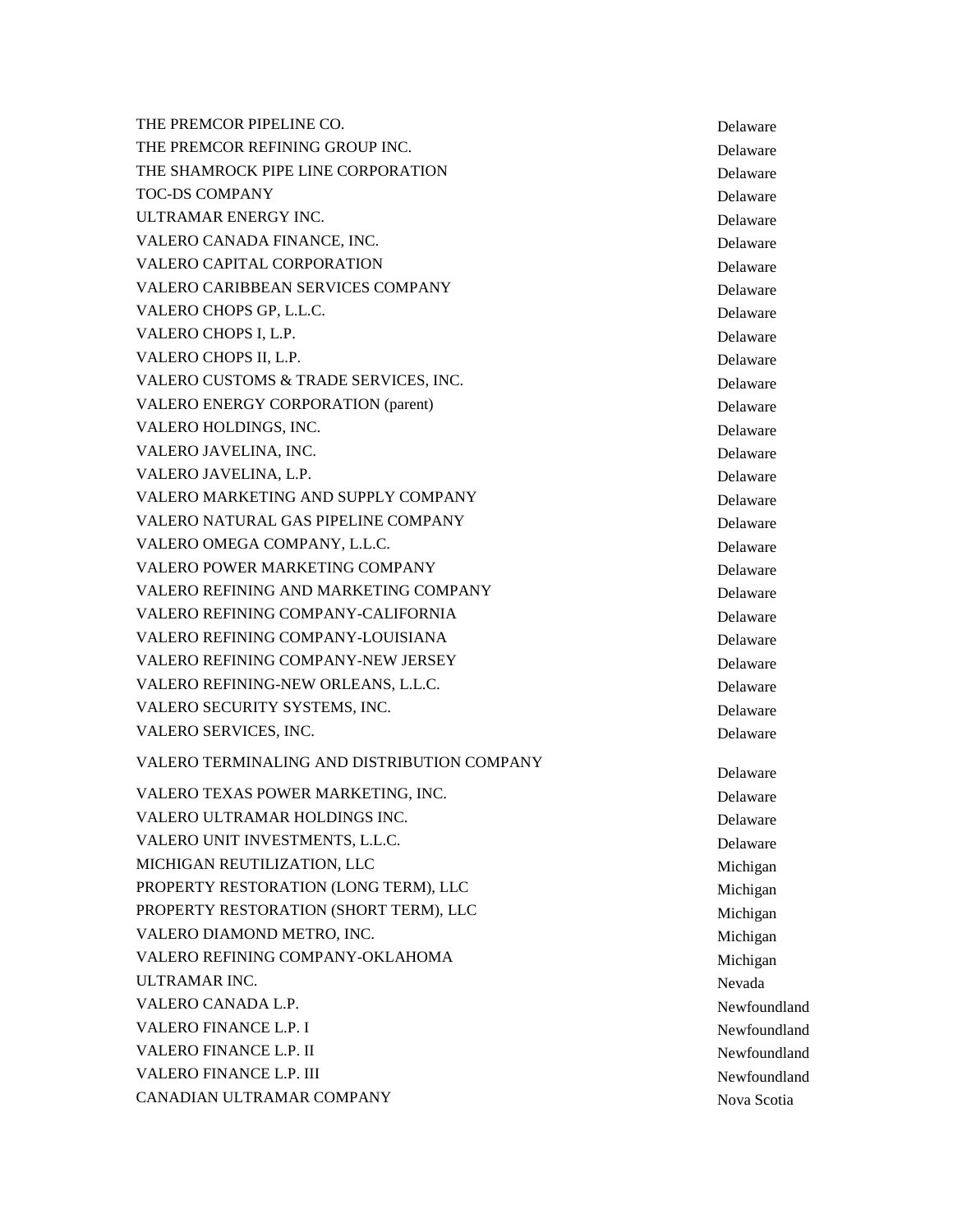| | |
|---|---|
| THE PREMCOR PIPELINE CO. | Delaware |
| THE PREMCOR REFINING GROUP INC. | Delaware |
| THE SHAMROCK PIPE LINE CORPORATION | Delaware |
| TOC-DS COMPANY | Delaware |
| ULTRAMAR ENERGY INC. | Delaware |
| VALERO CANADA FINANCE, INC. | Delaware |
| VALERO CAPITAL CORPORATION | Delaware |
| VALERO CARIBBEAN SERVICES COMPANY | Delaware |
| VALERO CHOPS GP, L.L.C. | Delaware |
| VALERO CHOPS I, L.P. | Delaware |
| VALERO CHOPS II, L.P. | Delaware |
| VALERO CUSTOMS & TRADE SERVICES, INC. | Delaware |
| VALERO ENERGY CORPORATION (parent) | Delaware |
| VALERO HOLDINGS, INC. | Delaware |
| VALERO JAVELINA, INC. | Delaware |
| VALERO JAVELINA, L.P. | Delaware |
| VALERO MARKETING AND SUPPLY COMPANY | Delaware |
| VALERO NATURAL GAS PIPELINE COMPANY | Delaware |
| VALERO OMEGA COMPANY, L.L.C. | Delaware |
| VALERO POWER MARKETING COMPANY | Delaware |
| VALERO REFINING AND MARKETING COMPANY | Delaware |
| VALERO REFINING COMPANY-CALIFORNIA | Delaware |
| VALERO REFINING COMPANY-LOUISIANA | Delaware |
| VALERO REFINING COMPANY-NEW JERSEY | Delaware |
| VALERO REFINING-NEW ORLEANS, L.L.C. | Delaware |
| VALERO SECURITY SYSTEMS, INC. | Delaware |
| VALERO SERVICES, INC. | Delaware |
| VALERO TERMINALING AND DISTRIBUTION COMPANY | Delaware |
| VALERO TEXAS POWER MARKETING, INC. | Delaware |
| VALERO ULTRAMAR HOLDINGS INC. | Delaware |
| VALERO UNIT INVESTMENTS, L.L.C. | Delaware |
| MICHIGAN REUTILIZATION, LLC | Michigan |
| PROPERTY RESTORATION (LONG TERM), LLC | Michigan |
| PROPERTY RESTORATION (SHORT TERM), LLC | Michigan |
| VALERO DIAMOND METRO, INC. | Michigan |
| VALERO REFINING COMPANY-OKLAHOMA | Michigan |
| ULTRAMAR INC. | Nevada |
| VALERO CANADA L.P. | Newfoundland |
| VALERO FINANCE L.P. I | Newfoundland |
| VALERO FINANCE L.P. II | Newfoundland |
| VALERO FINANCE L.P. III | Newfoundland |
| CANADIAN ULTRAMAR COMPANY | Nova Scotia |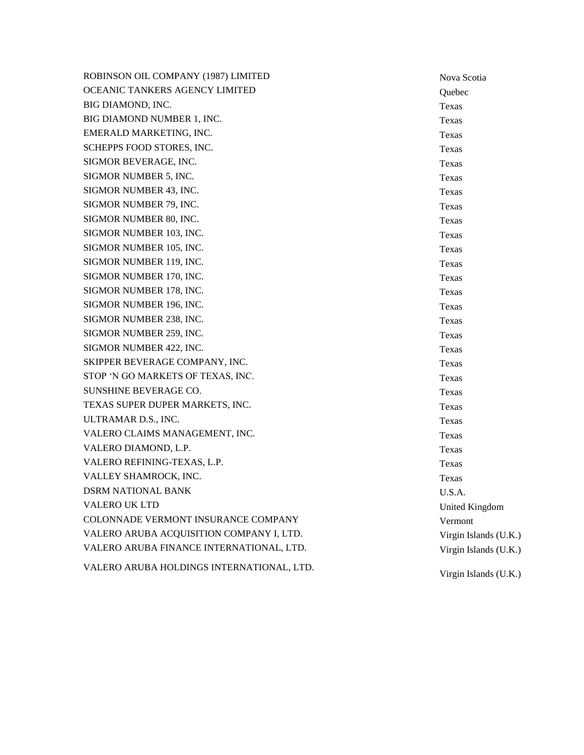| | |
|---|---|
| ROBINSON OIL COMPANY (1987) LIMITED | Nova Scotia |
| OCEANIC TANKERS AGENCY LIMITED | Quebec |
| BIG DIAMOND, INC. | Texas |
| BIG DIAMOND NUMBER 1, INC. | Texas |
| EMERALD MARKETING, INC. | Texas |
| SCHEPPS FOOD STORES, INC. | Texas |
| SIGMOR BEVERAGE, INC. | Texas |
| SIGMOR NUMBER 5, INC. | Texas |
| SIGMOR NUMBER 43, INC. | Texas |
| SIGMOR NUMBER 79, INC. | Texas |
| SIGMOR NUMBER 80, INC. | Texas |
| SIGMOR NUMBER 103, INC. | Texas |
| SIGMOR NUMBER 105, INC. | Texas |
| SIGMOR NUMBER 119, INC. | Texas |
| SIGMOR NUMBER 170, INC. | Texas |
| SIGMOR NUMBER 178, INC. | Texas |
| SIGMOR NUMBER 196, INC. | Texas |
| SIGMOR NUMBER 238, INC. | Texas |
| SIGMOR NUMBER 259, INC. | Texas |
| SIGMOR NUMBER 422, INC. | Texas |
| SKIPPER BEVERAGE COMPANY, INC. | Texas |
| STOP 'N GO MARKETS OF TEXAS, INC. | Texas |
| SUNSHINE BEVERAGE CO. | Texas |
| TEXAS SUPER DUPER MARKETS, INC. | Texas |
| ULTRAMAR D.S., INC. | Texas |
| VALERO CLAIMS MANAGEMENT, INC. | Texas |
| VALERO DIAMOND, L.P. | Texas |
| VALERO REFINING-TEXAS, L.P. | Texas |
| VALLEY SHAMROCK, INC. | Texas |
| DSRM NATIONAL BANK | U.S.A. |
| VALERO UK LTD | United Kingdom |
| COLONNADE VERMONT INSURANCE COMPANY | Vermont |
| VALERO ARUBA ACQUISITION COMPANY I, LTD. | Virgin Islands (U.K.) |
| VALERO ARUBA FINANCE INTERNATIONAL, LTD. | Virgin Islands (U.K.) |
| VALERO ARUBA HOLDINGS INTERNATIONAL, LTD. | Virgin Islands (U.K.) |